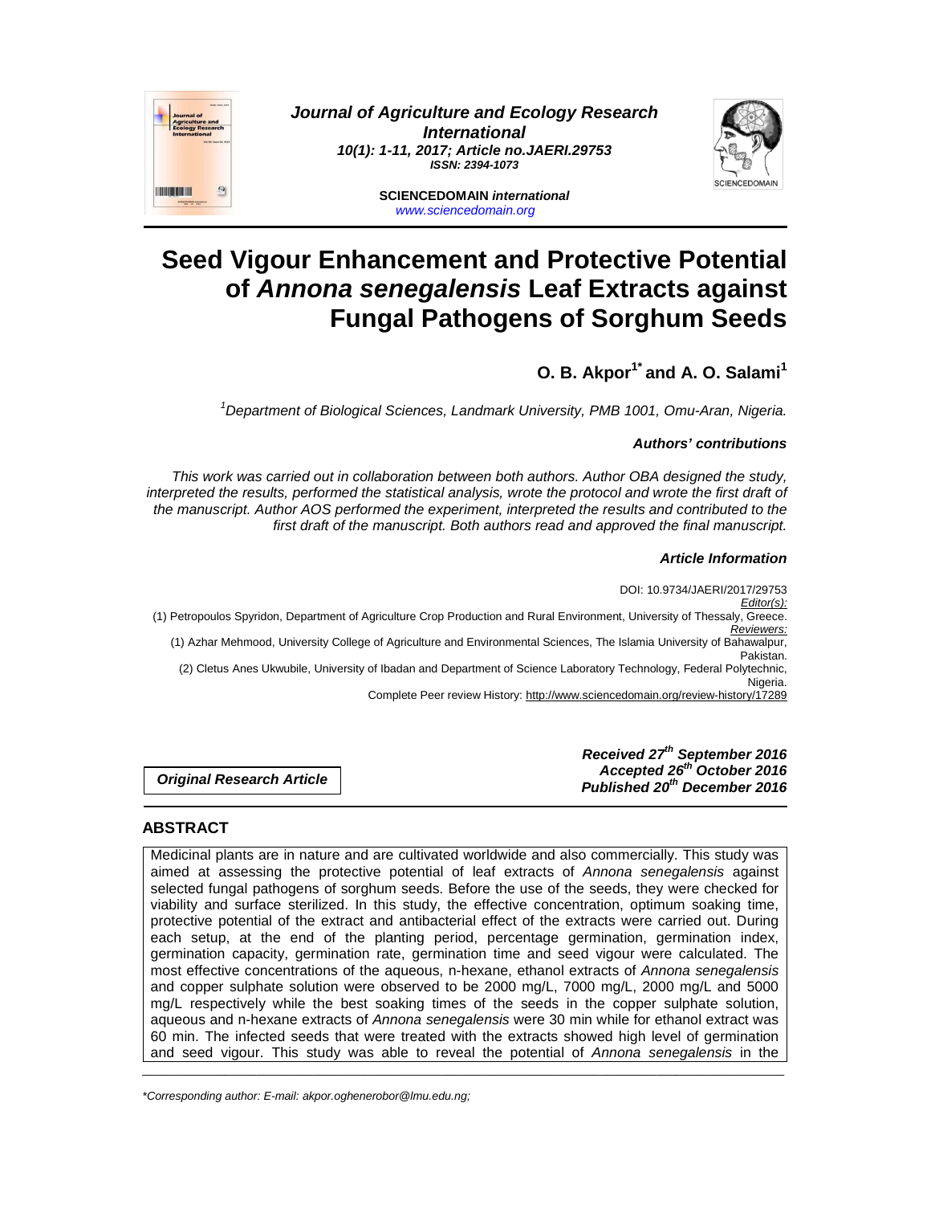Journal of Agriculture and Ecology Research International
10(1): 1-11, 2017; Article no.JAERI.29753
ISSN: 2394-1073

SCIENCEDOMAIN international
www.sciencedomain.org

# Seed Vigour Enhancement and Protective Potential of *Annona senegalensis* Leaf Extracts against Fungal Pathogens of Sorghum Seeds

**O. B. Akpor[1*] and A. O. Salami[1]**

[1]*Department of Biological Sciences, Landmark University, PMB 1001, Omu-Aran, Nigeria.*

### *Authors' contributions*

*This work was carried out in collaboration between both authors. Author OBA designed the study, interpreted the results, performed the statistical analysis, wrote the protocol and wrote the first draft of the manuscript. Author AOS performed the experiment, interpreted the results and contributed to the first draft of the manuscript. Both authors read and approved the final manuscript.*

### *Article Information*

DOI: 10.9734/JAERI/2017/29753

*Editor(s):*

(1) Petropoulos Spyridon, Department of Agriculture Crop Production and Rural Environment, University of Thessaly, Greece.

*Reviewers:*

(1) Azhar Mehmood, University College of Agriculture and Environmental Sciences, The Islamia University of Bahawalpur, Pakistan.

(2) Cletus Anes Ukwubile, University of Ibadan and Department of Science Laboratory Technology, Federal Polytechnic, Nigeria.

Complete Peer review History: http://www.sciencedomain.org/review-history/17289

***Original Research Article***

***Received 27th September 2016***
***Accepted 26th October 2016***
***Published 20th December 2016***

## ABSTRACT

Medicinal plants are in nature and are cultivated worldwide and also commercially. This study was aimed at assessing the protective potential of leaf extracts of *Annona senegalensis* against selected fungal pathogens of sorghum seeds. Before the use of the seeds, they were checked for viability and surface sterilized. In this study, the effective concentration, optimum soaking time, protective potential of the extract and antibacterial effect of the extracts were carried out. During each setup, at the end of the planting period, percentage germination, germination index, germination capacity, germination rate, germination time and seed vigour were calculated. The most effective concentrations of the aqueous, n-hexane, ethanol extracts of *Annona senegalensis* and copper sulphate solution were observed to be 2000 mg/L, 7000 mg/L, 2000 mg/L and 5000 mg/L respectively while the best soaking times of the seeds in the copper sulphate solution, aqueous and n-hexane extracts of *Annona senegalensis* were 30 min while for ethanol extract was 60 min. The infected seeds that were treated with the extracts showed high level of germination and seed vigour. This study was able to reveal the potential of *Annona senegalensis* in the

*Corresponding author: E-mail: akpor.oghenerobor@lmu.edu.ng;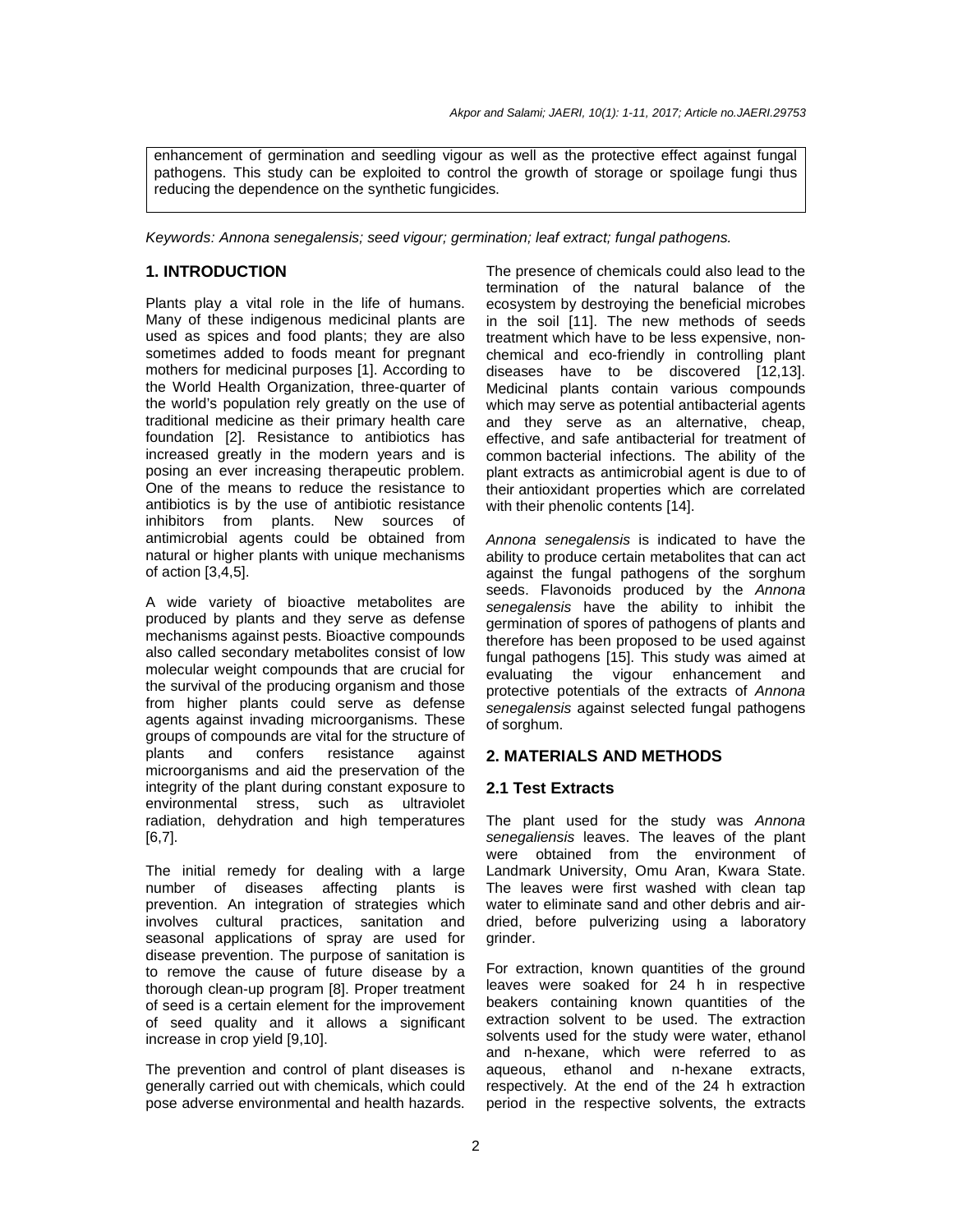enhancement of germination and seedling vigour as well as the protective effect against fungal pathogens. This study can be exploited to control the growth of storage or spoilage fungi thus reducing the dependence on the synthetic fungicides.

*Keywords: Annona senegalensis; seed vigour; germination; leaf extract; fungal pathogens.*

## 1. INTRODUCTION

Plants play a vital role in the life of humans. Many of these indigenous medicinal plants are used as spices and food plants; they are also sometimes added to foods meant for pregnant mothers for medicinal purposes [1]. According to the World Health Organization, three-quarter of the world's population rely greatly on the use of traditional medicine as their primary health care foundation [2]. Resistance to antibiotics has increased greatly in the modern years and is posing an ever increasing therapeutic problem. One of the means to reduce the resistance to antibiotics is by the use of antibiotic resistance inhibitors from plants. New sources of antimicrobial agents could be obtained from natural or higher plants with unique mechanisms of action [3,4,5].

A wide variety of bioactive metabolites are produced by plants and they serve as defense mechanisms against pests. Bioactive compounds also called secondary metabolites consist of low molecular weight compounds that are crucial for the survival of the producing organism and those from higher plants could serve as defense agents against invading microorganisms. These groups of compounds are vital for the structure of plants and confers resistance against microorganisms and aid the preservation of the integrity of the plant during constant exposure to environmental stress, such as ultraviolet radiation, dehydration and high temperatures [6,7].

The initial remedy for dealing with a large number of diseases affecting plants is prevention. An integration of strategies which involves cultural practices, sanitation and seasonal applications of spray are used for disease prevention. The purpose of sanitation is to remove the cause of future disease by a thorough clean-up program [8]. Proper treatment of seed is a certain element for the improvement of seed quality and it allows a significant increase in crop yield [9,10].

The prevention and control of plant diseases is generally carried out with chemicals, which could pose adverse environmental and health hazards. The presence of chemicals could also lead to the termination of the natural balance of the ecosystem by destroying the beneficial microbes in the soil [11]. The new methods of seeds treatment which have to be less expensive, non-chemical and eco-friendly in controlling plant diseases have to be discovered [12,13]. Medicinal plants contain various compounds which may serve as potential antibacterial agents and they serve as an alternative, cheap, effective, and safe antibacterial for treatment of common bacterial infections. The ability of the plant extracts as antimicrobial agent is due to of their antioxidant properties which are correlated with their phenolic contents [14].

*Annona senegalensis* is indicated to have the ability to produce certain metabolites that can act against the fungal pathogens of the sorghum seeds. Flavonoids produced by the *Annona senegalensis* have the ability to inhibit the germination of spores of pathogens of plants and therefore has been proposed to be used against fungal pathogens [15]. This study was aimed at evaluating the vigour enhancement and protective potentials of the extracts of *Annona senegalensis* against selected fungal pathogens of sorghum.

## 2. MATERIALS AND METHODS

### 2.1 Test Extracts

The plant used for the study was *Annona senegaliensis* leaves. The leaves of the plant were obtained from the environment of Landmark University, Omu Aran, Kwara State. The leaves were first washed with clean tap water to eliminate sand and other debris and air-dried, before pulverizing using a laboratory grinder.

For extraction, known quantities of the ground leaves were soaked for 24 h in respective beakers containing known quantities of the extraction solvent to be used. The extraction solvents used for the study were water, ethanol and n-hexane, which were referred to as aqueous, ethanol and n-hexane extracts, respectively. At the end of the 24 h extraction period in the respective solvents, the extracts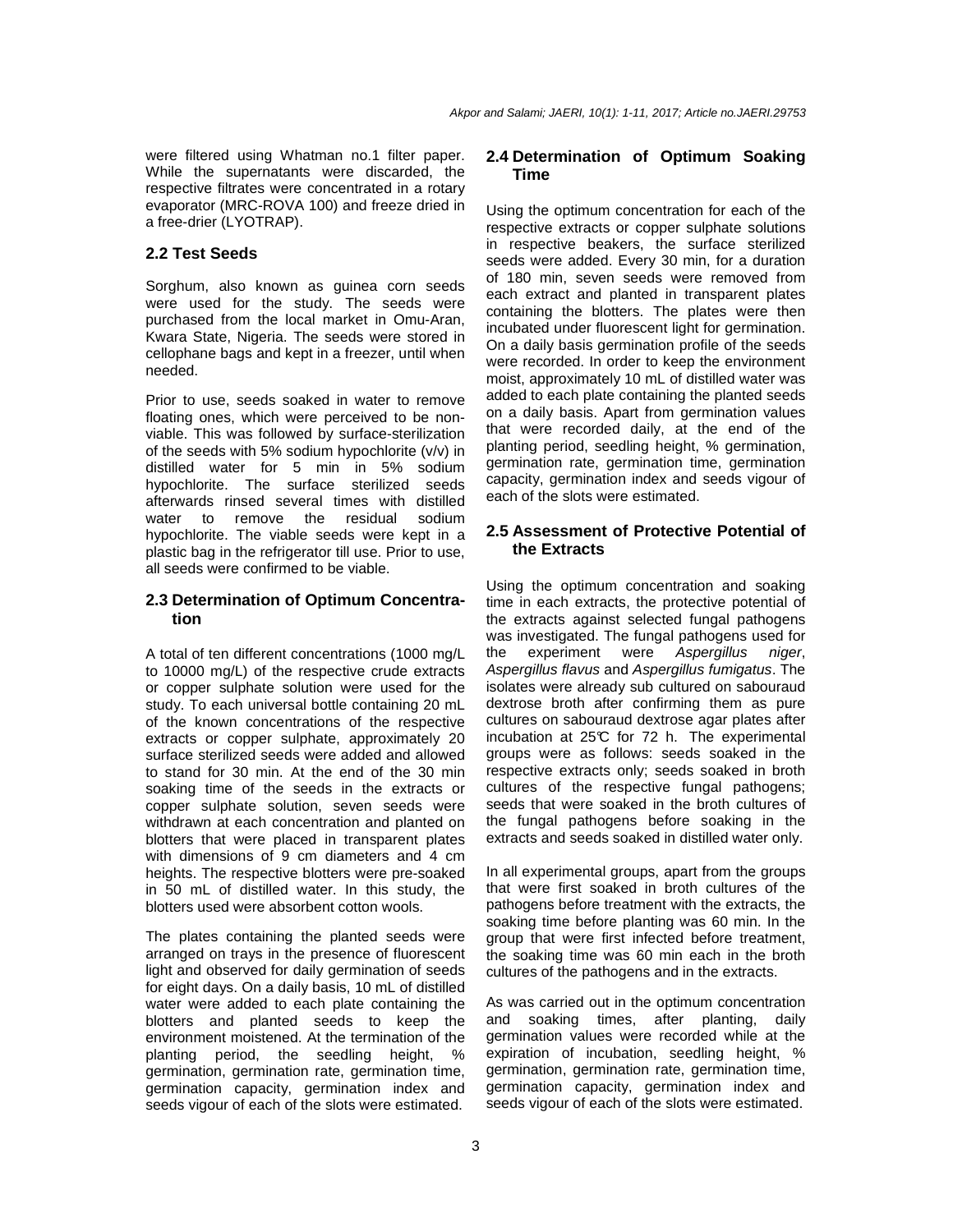were filtered using Whatman no.1 filter paper. While the supernatants were discarded, the respective filtrates were concentrated in a rotary evaporator (MRC-ROVA 100) and freeze dried in a free-drier (LYOTRAP).

## 2.2 Test Seeds

Sorghum, also known as guinea corn seeds were used for the study. The seeds were purchased from the local market in Omu-Aran, Kwara State, Nigeria. The seeds were stored in cellophane bags and kept in a freezer, until when needed.

Prior to use, seeds soaked in water to remove floating ones, which were perceived to be non-viable. This was followed by surface-sterilization of the seeds with 5% sodium hypochlorite (v/v) in distilled water for 5 min in 5% sodium hypochlorite. The surface sterilized seeds afterwards rinsed several times with distilled water to remove the residual sodium hypochlorite. The viable seeds were kept in a plastic bag in the refrigerator till use. Prior to use, all seeds were confirmed to be viable.

## 2.3 Determination of Optimum Concentration

A total of ten different concentrations (1000 mg/L to 10000 mg/L) of the respective crude extracts or copper sulphate solution were used for the study. To each universal bottle containing 20 mL of the known concentrations of the respective extracts or copper sulphate, approximately 20 surface sterilized seeds were added and allowed to stand for 30 min. At the end of the 30 min soaking time of the seeds in the extracts or copper sulphate solution, seven seeds were withdrawn at each concentration and planted on blotters that were placed in transparent plates with dimensions of 9 cm diameters and 4 cm heights. The respective blotters were pre-soaked in 50 mL of distilled water. In this study, the blotters used were absorbent cotton wools.

The plates containing the planted seeds were arranged on trays in the presence of fluorescent light and observed for daily germination of seeds for eight days. On a daily basis, 10 mL of distilled water were added to each plate containing the blotters and planted seeds to keep the environment moistened. At the termination of the planting period, the seedling height, % germination, germination rate, germination time, germination capacity, germination index and seeds vigour of each of the slots were estimated.

## 2.4 Determination of Optimum Soaking Time

Using the optimum concentration for each of the respective extracts or copper sulphate solutions in respective beakers, the surface sterilized seeds were added. Every 30 min, for a duration of 180 min, seven seeds were removed from each extract and planted in transparent plates containing the blotters. The plates were then incubated under fluorescent light for germination. On a daily basis germination profile of the seeds were recorded. In order to keep the environment moist, approximately 10 mL of distilled water was added to each plate containing the planted seeds on a daily basis. Apart from germination values that were recorded daily, at the end of the planting period, seedling height, % germination, germination rate, germination time, germination capacity, germination index and seeds vigour of each of the slots were estimated.

## 2.5 Assessment of Protective Potential of the Extracts

Using the optimum concentration and soaking time in each extracts, the protective potential of the extracts against selected fungal pathogens was investigated. The fungal pathogens used for the experiment were *Aspergillus niger*, *Aspergillus flavus* and *Aspergillus fumigatus*. The isolates were already sub cultured on sabouraud dextrose broth after confirming them as pure cultures on sabouraud dextrose agar plates after incubation at 25℃ for 72 h. The experimental groups were as follows: seeds soaked in the respective extracts only; seeds soaked in broth cultures of the respective fungal pathogens; seeds that were soaked in the broth cultures of the fungal pathogens before soaking in the extracts and seeds soaked in distilled water only.

In all experimental groups, apart from the groups that were first soaked in broth cultures of the pathogens before treatment with the extracts, the soaking time before planting was 60 min. In the group that were first infected before treatment, the soaking time was 60 min each in the broth cultures of the pathogens and in the extracts.

As was carried out in the optimum concentration and soaking times, after planting, daily germination values were recorded while at the expiration of incubation, seedling height, % germination, germination rate, germination time, germination capacity, germination index and seeds vigour of each of the slots were estimated.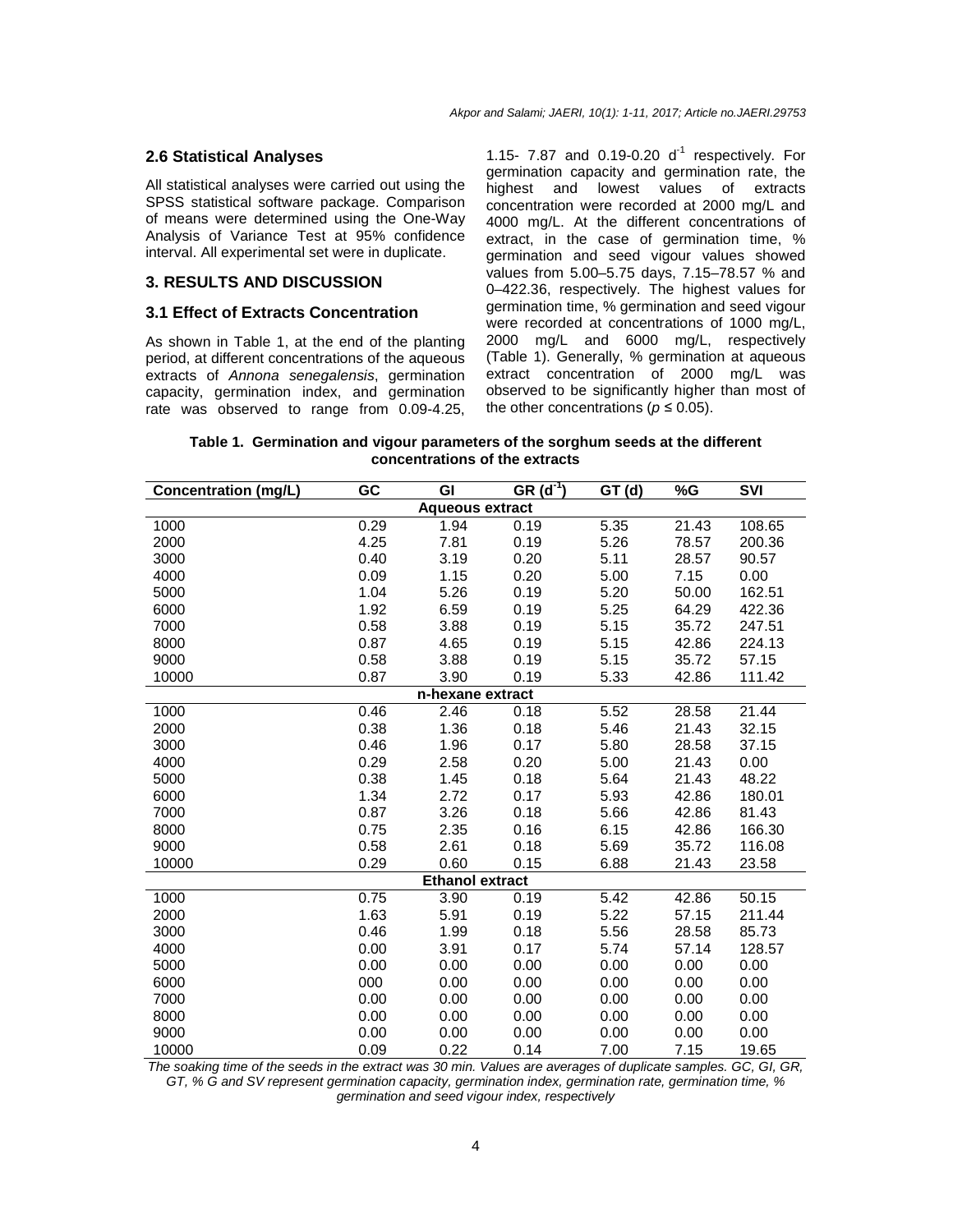### 2.6 Statistical Analyses

All statistical analyses were carried out using the SPSS statistical software package. Comparison of means were determined using the One-Way Analysis of Variance Test at 95% confidence interval. All experimental set were in duplicate.

## 3. RESULTS AND DISCUSSION

### 3.1 Effect of Extracts Concentration

As shown in Table 1, at the end of the planting period, at different concentrations of the aqueous extracts of *Annona senegalensis*, germination capacity, germination index, and germination rate was observed to range from 0.09-4.25, 1.15- 7.87 and 0.19-0.20 $d^{-1}$ respectively. For germination capacity and germination rate, the highest and lowest values of extracts concentration were recorded at 2000 mg/L and 4000 mg/L. At the different concentrations of extract, in the case of germination time, % germination and seed vigour values showed values from 5.00–5.75 days, 7.15–78.57 % and 0–422.36, respectively. The highest values for germination time, % germination and seed vigour were recorded at concentrations of 1000 mg/L, 2000 mg/L and 6000 mg/L, respectively (Table 1). Generally, % germination at aqueous extract concentration of 2000 mg/L was observed to be significantly higher than most of the other concentrations ($p \leq 0.05$).

**Table 1. Germination and vigour parameters of the sorghum seeds at the different concentrations of the extracts**

| Concentration (mg/L) | GC | GI | GR ($d^{-1}$) | GT (d) | %G | SVI |
|---|---|---|---|---|---|---|
| **Aqueous extract** | | | | | | |
| 1000 | 0.29 | 1.94 | 0.19 | 5.35 | 21.43 | 108.65 |
| 2000 | 4.25 | 7.81 | 0.19 | 5.26 | 78.57 | 200.36 |
| 3000 | 0.40 | 3.19 | 0.20 | 5.11 | 28.57 | 90.57 |
| 4000 | 0.09 | 1.15 | 0.20 | 5.00 | 7.15 | 0.00 |
| 5000 | 1.04 | 5.26 | 0.19 | 5.20 | 50.00 | 162.51 |
| 6000 | 1.92 | 6.59 | 0.19 | 5.25 | 64.29 | 422.36 |
| 7000 | 0.58 | 3.88 | 0.19 | 5.15 | 35.72 | 247.51 |
| 8000 | 0.87 | 4.65 | 0.19 | 5.15 | 42.86 | 224.13 |
| 9000 | 0.58 | 3.88 | 0.19 | 5.15 | 35.72 | 57.15 |
| 10000 | 0.87 | 3.90 | 0.19 | 5.33 | 42.86 | 111.42 |
| **n-hexane extract** | | | | | | |
| 1000 | 0.46 | 2.46 | 0.18 | 5.52 | 28.58 | 21.44 |
| 2000 | 0.38 | 1.36 | 0.18 | 5.46 | 21.43 | 32.15 |
| 3000 | 0.46 | 1.96 | 0.17 | 5.80 | 28.58 | 37.15 |
| 4000 | 0.29 | 2.58 | 0.20 | 5.00 | 21.43 | 0.00 |
| 5000 | 0.38 | 1.45 | 0.18 | 5.64 | 21.43 | 48.22 |
| 6000 | 1.34 | 2.72 | 0.17 | 5.93 | 42.86 | 180.01 |
| 7000 | 0.87 | 3.26 | 0.18 | 5.66 | 42.86 | 81.43 |
| 8000 | 0.75 | 2.35 | 0.16 | 6.15 | 42.86 | 166.30 |
| 9000 | 0.58 | 2.61 | 0.18 | 5.69 | 35.72 | 116.08 |
| 10000 | 0.29 | 0.60 | 0.15 | 6.88 | 21.43 | 23.58 |
| **Ethanol extract** | | | | | | |
| 1000 | 0.75 | 3.90 | 0.19 | 5.42 | 42.86 | 50.15 |
| 2000 | 1.63 | 5.91 | 0.19 | 5.22 | 57.15 | 211.44 |
| 3000 | 0.46 | 1.99 | 0.18 | 5.56 | 28.58 | 85.73 |
| 4000 | 0.00 | 3.91 | 0.17 | 5.74 | 57.14 | 128.57 |
| 5000 | 0.00 | 0.00 | 0.00 | 0.00 | 0.00 | 0.00 |
| 6000 | 000 | 0.00 | 0.00 | 0.00 | 0.00 | 0.00 |
| 7000 | 0.00 | 0.00 | 0.00 | 0.00 | 0.00 | 0.00 |
| 8000 | 0.00 | 0.00 | 0.00 | 0.00 | 0.00 | 0.00 |
| 9000 | 0.00 | 0.00 | 0.00 | 0.00 | 0.00 | 0.00 |
| 10000 | 0.09 | 0.22 | 0.14 | 7.00 | 7.15 | 19.65 |

*The soaking time of the seeds in the extract was 30 min. Values are averages of duplicate samples. GC, GI, GR, GT, % G and SV represent germination capacity, germination index, germination rate, germination time, % germination and seed vigour index, respectively*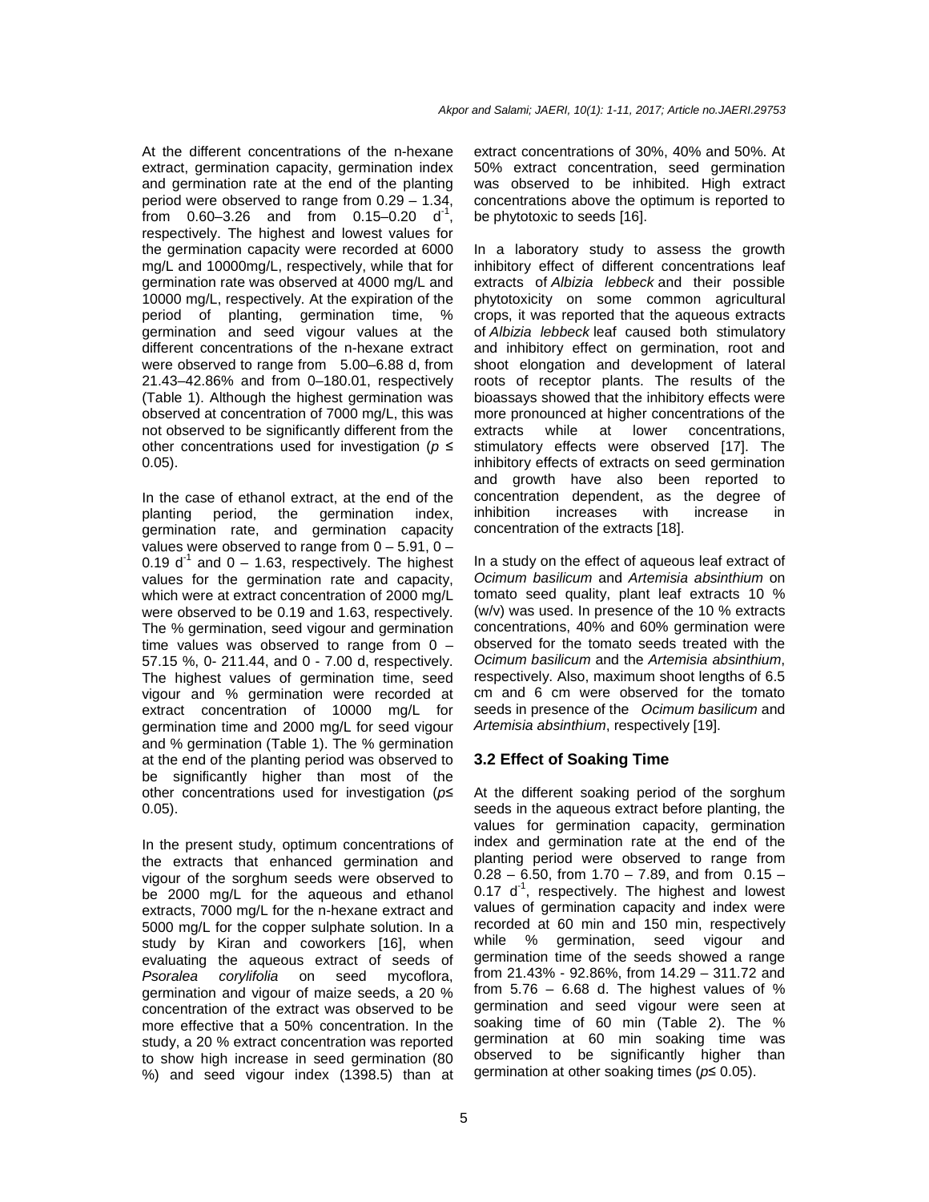At the different concentrations of the n-hexane extract, germination capacity, germination index and germination rate at the end of the planting period were observed to range from 0.29 – 1.34, from 0.60–3.26 and from 0.15–0.20 $d^{-1}$, respectively. The highest and lowest values for the germination capacity were recorded at 6000 mg/L and 10000mg/L, respectively, while that for germination rate was observed at 4000 mg/L and 10000 mg/L, respectively. At the expiration of the period of planting, germination time, % germination and seed vigour values at the different concentrations of the n-hexane extract were observed to range from 5.00–6.88 d, from 21.43–42.86% and from 0–180.01, respectively (Table 1). Although the highest germination was observed at concentration of 7000 mg/L, this was not observed to be significantly different from the other concentrations used for investigation ($p \leq 0.05$).

In the case of ethanol extract, at the end of the planting period, the germination index, germination rate, and germination capacity values were observed to range from 0 – 5.91, 0 – 0.19 $d^{-1}$ and 0 – 1.63, respectively. The highest values for the germination rate and capacity, which were at extract concentration of 2000 mg/L were observed to be 0.19 and 1.63, respectively. The % germination, seed vigour and germination time values was observed to range from 0 – 57.15 %, 0- 211.44, and 0 - 7.00 d, respectively. The highest values of germination time, seed vigour and % germination were recorded at extract concentration of 10000 mg/L for germination time and 2000 mg/L for seed vigour and % germination (Table 1). The % germination at the end of the planting period was observed to be significantly higher than most of the other concentrations used for investigation ($p \leq 0.05$).

In the present study, optimum concentrations of the extracts that enhanced germination and vigour of the sorghum seeds were observed to be 2000 mg/L for the aqueous and ethanol extracts, 7000 mg/L for the n-hexane extract and 5000 mg/L for the copper sulphate solution. In a study by Kiran and coworkers [16], when evaluating the aqueous extract of seeds of *Psoralea corylifolia* on seed mycoflora, germination and vigour of maize seeds, a 20 % concentration of the extract was observed to be more effective that a 50% concentration. In the study, a 20 % extract concentration was reported to show high increase in seed germination (80 %) and seed vigour index (1398.5) than at extract concentrations of 30%, 40% and 50%. At 50% extract concentration, seed germination was observed to be inhibited. High extract concentrations above the optimum is reported to be phytotoxic to seeds [16].

In a laboratory study to assess the growth inhibitory effect of different concentrations leaf extracts of *Albizia lebbeck* and their possible phytotoxicity on some common agricultural crops, it was reported that the aqueous extracts of *Albizia lebbeck* leaf caused both stimulatory and inhibitory effect on germination, root and shoot elongation and development of lateral roots of receptor plants. The results of the bioassays showed that the inhibitory effects were more pronounced at higher concentrations of the extracts while at lower concentrations, stimulatory effects were observed [17]. The inhibitory effects of extracts on seed germination and growth have also been reported to concentration dependent, as the degree of inhibition increases with increase in concentration of the extracts [18].

In a study on the effect of aqueous leaf extract of *Ocimum basilicum* and *Artemisia absinthium* on tomato seed quality, plant leaf extracts 10 % (w/v) was used. In presence of the 10 % extracts concentrations, 40% and 60% germination were observed for the tomato seeds treated with the *Ocimum basilicum* and the *Artemisia absinthium*, respectively. Also, maximum shoot lengths of 6.5 cm and 6 cm were observed for the tomato seeds in presence of the *Ocimum basilicum* and *Artemisia absinthium*, respectively [19].

### 3.2 Effect of Soaking Time

At the different soaking period of the sorghum seeds in the aqueous extract before planting, the values for germination capacity, germination index and germination rate at the end of the planting period were observed to range from 0.28 – 6.50, from 1.70 – 7.89, and from 0.15 – 0.17 $d^{-1}$, respectively. The highest and lowest values of germination capacity and index were recorded at 60 min and 150 min, respectively while % germination, seed vigour and germination time of the seeds showed a range from 21.43% - 92.86%, from 14.29 – 311.72 and from 5.76 – 6.68 d. The highest values of % germination and seed vigour were seen at soaking time of 60 min (Table 2). The % germination at 60 min soaking time was observed to be significantly higher than germination at other soaking times ($p \leq 0.05$).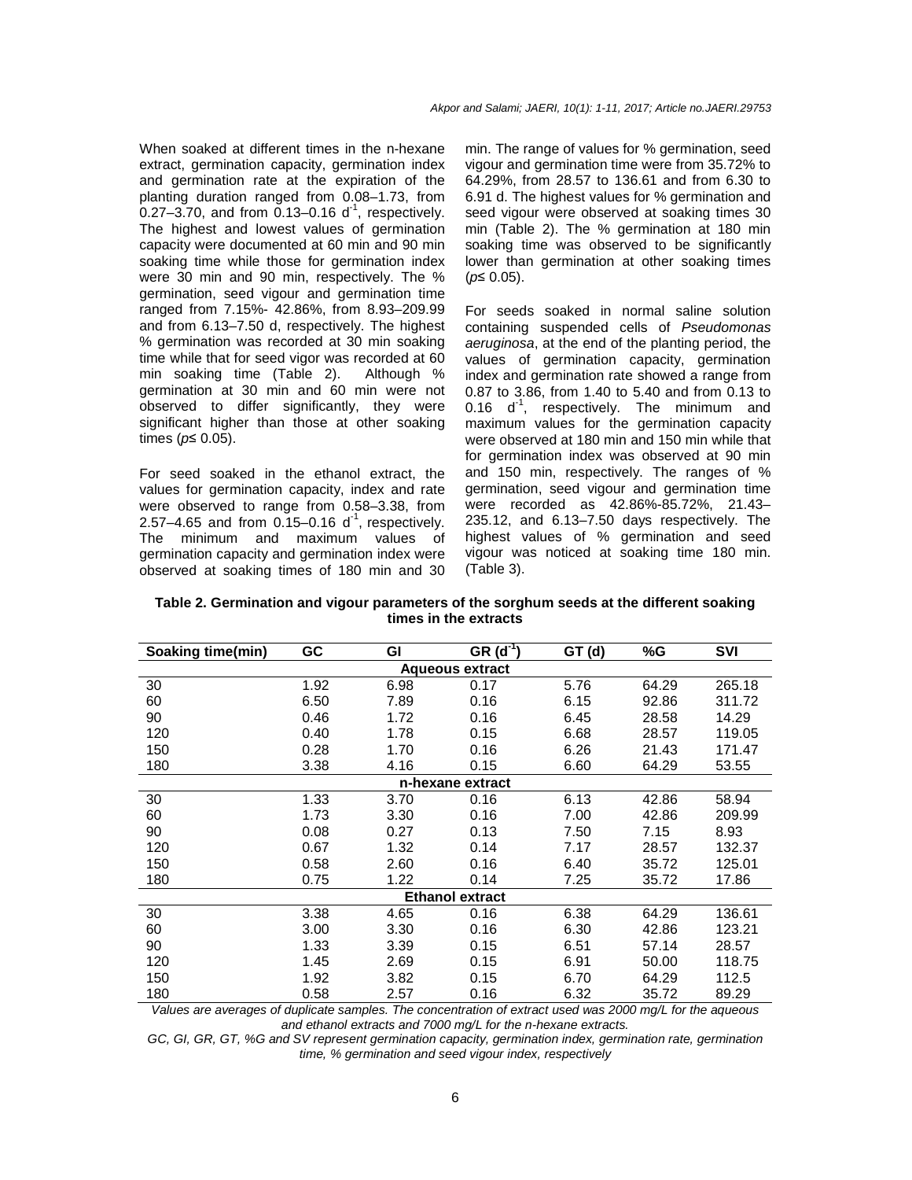When soaked at different times in the n-hexane extract, germination capacity, germination index and germination rate at the expiration of the planting duration ranged from 0.08–1.73, from 0.27–3.70, and from 0.13–0.16 $d^{-1}$, respectively. The highest and lowest values of germination capacity were documented at 60 min and 90 min soaking time while those for germination index were 30 min and 90 min, respectively. The % germination, seed vigour and germination time ranged from 7.15%- 42.86%, from 8.93–209.99 and from 6.13–7.50 d, respectively. The highest % germination was recorded at 30 min soaking time while that for seed vigor was recorded at 60 min soaking time (Table 2). Although % germination at 30 min and 60 min were not observed to differ significantly, they were significant higher than those at other soaking times ($p \leq 0.05$).

For seed soaked in the ethanol extract, the values for germination capacity, index and rate were observed to range from 0.58–3.38, from 2.57–4.65 and from 0.15–0.16 $d^{-1}$, respectively. The minimum and maximum values of germination capacity and germination index were observed at soaking times of 180 min and 30 min. The range of values for % germination, seed vigour and germination time were from 35.72% to 64.29%, from 28.57 to 136.61 and from 6.30 to 6.91 d. The highest values for % germination and seed vigour were observed at soaking times 30 min (Table 2). The % germination at 180 min soaking time was observed to be significantly lower than germination at other soaking times ($p \leq 0.05$).

For seeds soaked in normal saline solution containing suspended cells of *Pseudomonas aeruginosa*, at the end of the planting period, the values of germination capacity, germination index and germination rate showed a range from 0.87 to 3.86, from 1.40 to 5.40 and from 0.13 to 0.16 $d^{-1}$, respectively. The minimum and maximum values for the germination capacity were observed at 180 min and 150 min while that for germination index was observed at 90 min and 150 min, respectively. The ranges of % germination, seed vigour and germination time were recorded as 42.86%-85.72%, 21.43–235.12, and 6.13–7.50 days respectively. The highest values of % germination and seed vigour was noticed at soaking time 180 min. (Table 3).

**Table 2. Germination and vigour parameters of the sorghum seeds at the different soaking times in the extracts**

| Soaking time(min) | GC | GI | GR ($d^{-1}$) | GT (d) | %G | SVI |
|---|---|---|---|---|---|---|
| **Aqueous extract** | | | | | | |
| 30 | 1.92 | 6.98 | 0.17 | 5.76 | 64.29 | 265.18 |
| 60 | 6.50 | 7.89 | 0.16 | 6.15 | 92.86 | 311.72 |
| 90 | 0.46 | 1.72 | 0.16 | 6.45 | 28.58 | 14.29 |
| 120 | 0.40 | 1.78 | 0.15 | 6.68 | 28.57 | 119.05 |
| 150 | 0.28 | 1.70 | 0.16 | 6.26 | 21.43 | 171.47 |
| 180 | 3.38 | 4.16 | 0.15 | 6.60 | 64.29 | 53.55 |
| **n-hexane extract** | | | | | | |
| 30 | 1.33 | 3.70 | 0.16 | 6.13 | 42.86 | 58.94 |
| 60 | 1.73 | 3.30 | 0.16 | 7.00 | 42.86 | 209.99 |
| 90 | 0.08 | 0.27 | 0.13 | 7.50 | 7.15 | 8.93 |
| 120 | 0.67 | 1.32 | 0.14 | 7.17 | 28.57 | 132.37 |
| 150 | 0.58 | 2.60 | 0.16 | 6.40 | 35.72 | 125.01 |
| 180 | 0.75 | 1.22 | 0.14 | 7.25 | 35.72 | 17.86 |
| **Ethanol extract** | | | | | | |
| 30 | 3.38 | 4.65 | 0.16 | 6.38 | 64.29 | 136.61 |
| 60 | 3.00 | 3.30 | 0.16 | 6.30 | 42.86 | 123.21 |
| 90 | 1.33 | 3.39 | 0.15 | 6.51 | 57.14 | 28.57 |
| 120 | 1.45 | 2.69 | 0.15 | 6.91 | 50.00 | 118.75 |
| 150 | 1.92 | 3.82 | 0.15 | 6.70 | 64.29 | 112.5 |
| 180 | 0.58 | 2.57 | 0.16 | 6.32 | 35.72 | 89.29 |

*Values are averages of duplicate samples. The concentration of extract used was 2000 mg/L for the aqueous and ethanol extracts and 7000 mg/L for the n-hexane extracts.*

*GC, GI, GR, GT, %G and SV represent germination capacity, germination index, germination rate, germination time, % germination and seed vigour index, respectively*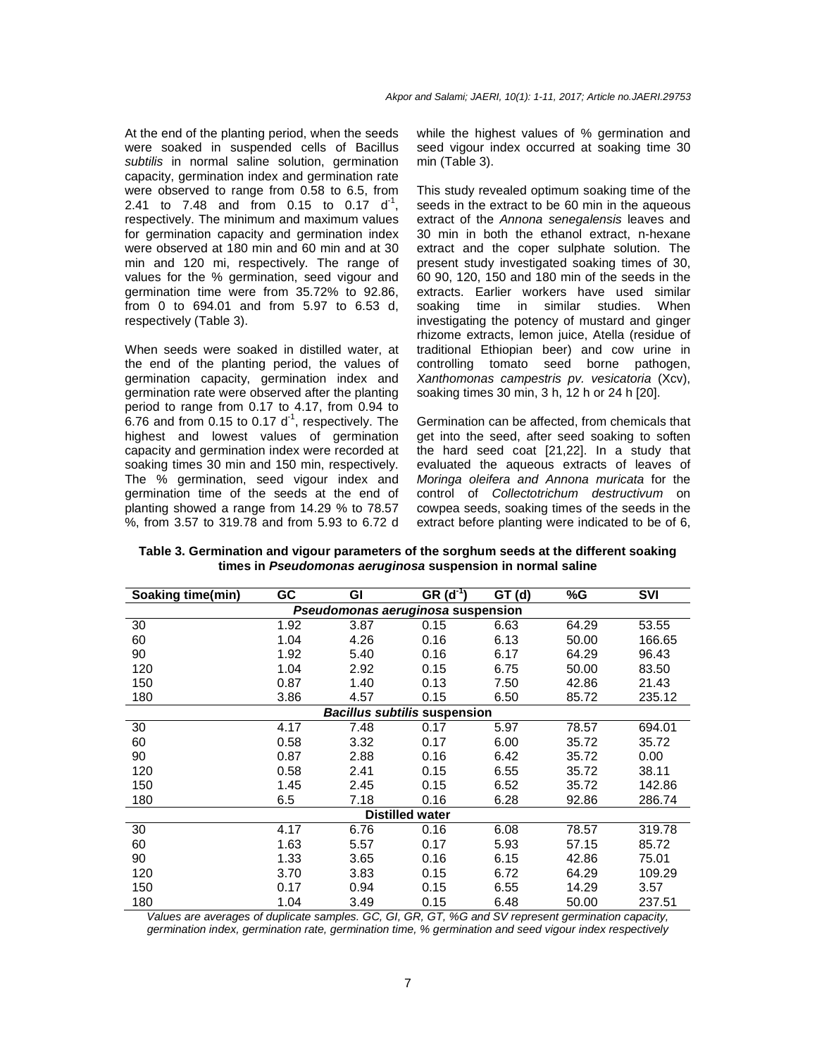At the end of the planting period, when the seeds were soaked in suspended cells of Bacillus *subtilis* in normal saline solution, germination capacity, germination index and germination rate were observed to range from 0.58 to 6.5, from 2.41 to 7.48 and from 0.15 to 0.17 $d^{-1}$, respectively. The minimum and maximum values for germination capacity and germination index were observed at 180 min and 60 min and at 30 min and 120 mi, respectively. The range of values for the % germination, seed vigour and germination time were from 35.72% to 92.86, from 0 to 694.01 and from 5.97 to 6.53 d, respectively (Table 3).

When seeds were soaked in distilled water, at the end of the planting period, the values of germination capacity, germination index and germination rate were observed after the planting period to range from 0.17 to 4.17, from 0.94 to 6.76 and from 0.15 to 0.17 $d^{-1}$, respectively. The highest and lowest values of germination capacity and germination index were recorded at soaking times 30 min and 150 min, respectively. The % germination, seed vigour index and germination time of the seeds at the end of planting showed a range from 14.29 % to 78.57 %, from 3.57 to 319.78 and from 5.93 to 6.72 d while the highest values of % germination and seed vigour index occurred at soaking time 30 min (Table 3).

This study revealed optimum soaking time of the seeds in the extract to be 60 min in the aqueous extract of the *Annona senegalensis* leaves and 30 min in both the ethanol extract, n-hexane extract and the coper sulphate solution. The present study investigated soaking times of 30, 60 90, 120, 150 and 180 min of the seeds in the extracts. Earlier workers have used similar soaking time in similar studies. When investigating the potency of mustard and ginger rhizome extracts, lemon juice, Atella (residue of traditional Ethiopian beer) and cow urine in controlling tomato seed borne pathogen, *Xanthomonas campestris pv. vesicatoria* (Xcv), soaking times 30 min, 3 h, 12 h or 24 h [20].

Germination can be affected, from chemicals that get into the seed, after seed soaking to soften the hard seed coat [21,22]. In a study that evaluated the aqueous extracts of leaves of *Moringa oleifera and Annona muricata* for the control of *Collectotrichum destructivum* on cowpea seeds, soaking times of the seeds in the extract before planting were indicated to be of 6,

**Table 3. Germination and vigour parameters of the sorghum seeds at the different soaking times in *Pseudomonas aeruginosa* suspension in normal saline**

| Soaking time(min) | GC | GI | GR ($d^{-1}$) | GT (d) | %G | SVI |
|---|---|---|---|---|---|---|
| ***Pseudomonas aeruginosa* suspension** | | | | | | |
| 30 | 1.92 | 3.87 | 0.15 | 6.63 | 64.29 | 53.55 |
| 60 | 1.04 | 4.26 | 0.16 | 6.13 | 50.00 | 166.65 |
| 90 | 1.92 | 5.40 | 0.16 | 6.17 | 64.29 | 96.43 |
| 120 | 1.04 | 2.92 | 0.15 | 6.75 | 50.00 | 83.50 |
| 150 | 0.87 | 1.40 | 0.13 | 7.50 | 42.86 | 21.43 |
| 180 | 3.86 | 4.57 | 0.15 | 6.50 | 85.72 | 235.12 |
| ***Bacillus subtilis* suspension** | | | | | | |
| 30 | 4.17 | 7.48 | 0.17 | 5.97 | 78.57 | 694.01 |
| 60 | 0.58 | 3.32 | 0.17 | 6.00 | 35.72 | 35.72 |
| 90 | 0.87 | 2.88 | 0.16 | 6.42 | 35.72 | 0.00 |
| 120 | 0.58 | 2.41 | 0.15 | 6.55 | 35.72 | 38.11 |
| 150 | 1.45 | 2.45 | 0.15 | 6.52 | 35.72 | 142.86 |
| 180 | 6.5 | 7.18 | 0.16 | 6.28 | 92.86 | 286.74 |
| **Distilled water** | | | | | | |
| 30 | 4.17 | 6.76 | 0.16 | 6.08 | 78.57 | 319.78 |
| 60 | 1.63 | 5.57 | 0.17 | 5.93 | 57.15 | 85.72 |
| 90 | 1.33 | 3.65 | 0.16 | 6.15 | 42.86 | 75.01 |
| 120 | 3.70 | 3.83 | 0.15 | 6.72 | 64.29 | 109.29 |
| 150 | 0.17 | 0.94 | 0.15 | 6.55 | 14.29 | 3.57 |
| 180 | 1.04 | 3.49 | 0.15 | 6.48 | 50.00 | 237.51 |

*Values are averages of duplicate samples. GC, GI, GR, GT, %G and SV represent germination capacity, germination index, germination rate, germination time, % germination and seed vigour index respectively*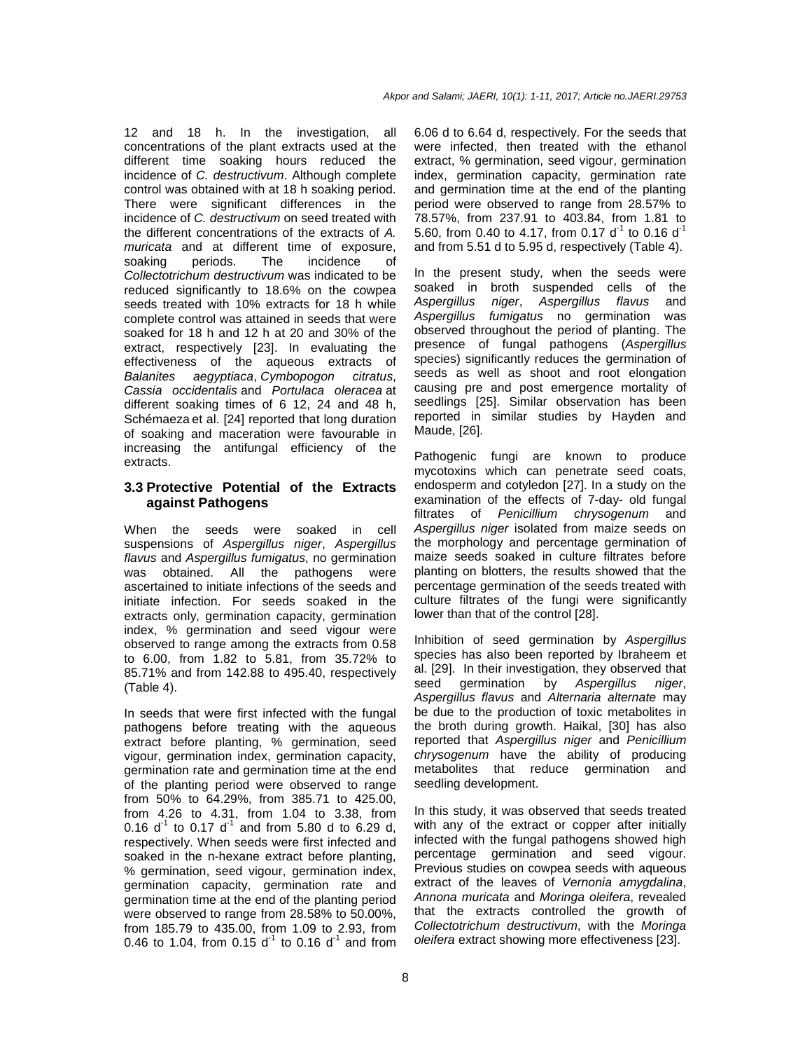12 and 18 h. In the investigation, all concentrations of the plant extracts used at the different time soaking hours reduced the incidence of *C. destructivum*. Although complete control was obtained with at 18 h soaking period. There were significant differences in the incidence of *C. destructivum* on seed treated with the different concentrations of the extracts of *A. muricata* and at different time of exposure, soaking periods. The incidence of *Collectotrichum destructivum* was indicated to be reduced significantly to 18.6% on the cowpea seeds treated with 10% extracts for 18 h while complete control was attained in seeds that were soaked for 18 h and 12 h at 20 and 30% of the extract, respectively [23]. In evaluating the effectiveness of the aqueous extracts of *Balanites aegyptiaca*, *Cymbopogon citratus*, *Cassia occidentalis* and *Portulaca oleracea* at different soaking times of 6 12, 24 and 48 h, Schémaeza et al. [24] reported that long duration of soaking and maceration were favourable in increasing the antifungal efficiency of the extracts.

## 3.3 Protective Potential of the Extracts against Pathogens

When the seeds were soaked in cell suspensions of *Aspergillus niger*, *Aspergillus flavus* and *Aspergillus fumigatus*, no germination was obtained. All the pathogens were ascertained to initiate infections of the seeds and initiate infection. For seeds soaked in the extracts only, germination capacity, germination index, % germination and seed vigour were observed to range among the extracts from 0.58 to 6.00, from 1.82 to 5.81, from 35.72% to 85.71% and from 142.88 to 495.40, respectively (Table 4).

In seeds that were first infected with the fungal pathogens before treating with the aqueous extract before planting, % germination, seed vigour, germination index, germination capacity, germination rate and germination time at the end of the planting period were observed to range from 50% to 64.29%, from 385.71 to 425.00, from 4.26 to 4.31, from 1.04 to 3.38, from 0.16 $d^{-1}$ to 0.17 $d^{-1}$ and from 5.80 d to 6.29 d, respectively. When seeds were first infected and soaked in the n-hexane extract before planting, % germination, seed vigour, germination index, germination capacity, germination rate and germination time at the end of the planting period were observed to range from 28.58% to 50.00%, from 185.79 to 435.00, from 1.09 to 2.93, from 0.46 to 1.04, from 0.15 $d^{-1}$ to 0.16 $d^{-1}$ and from 6.06 d to 6.64 d, respectively. For the seeds that were infected, then treated with the ethanol extract, % germination, seed vigour, germination index, germination capacity, germination rate and germination time at the end of the planting period were observed to range from 28.57% to 78.57%, from 237.91 to 403.84, from 1.81 to 5.60, from 0.40 to 4.17, from 0.17 $d^{-1}$ to 0.16 $d^{-1}$ and from 5.51 d to 5.95 d, respectively (Table 4).

In the present study, when the seeds were soaked in broth suspended cells of the *Aspergillus niger*, *Aspergillus flavus* and *Aspergillus fumigatus* no germination was observed throughout the period of planting. The presence of fungal pathogens (*Aspergillus* species) significantly reduces the germination of seeds as well as shoot and root elongation causing pre and post emergence mortality of seedlings [25]. Similar observation has been reported in similar studies by Hayden and Maude, [26].

Pathogenic fungi are known to produce mycotoxins which can penetrate seed coats, endosperm and cotyledon [27]. In a study on the examination of the effects of 7-day- old fungal filtrates of *Penicillium chrysogenum* and *Aspergillus niger* isolated from maize seeds on the morphology and percentage germination of maize seeds soaked in culture filtrates before planting on blotters, the results showed that the percentage germination of the seeds treated with culture filtrates of the fungi were significantly lower than that of the control [28].

Inhibition of seed germination by *Aspergillus* species has also been reported by Ibraheem et al. [29]. In their investigation, they observed that seed germination by *Aspergillus niger*, *Aspergillus flavus* and *Alternaria alternate* may be due to the production of toxic metabolites in the broth during growth. Haikal, [30] has also reported that *Aspergillus niger* and *Penicillium chrysogenum* have the ability of producing metabolites that reduce germination and seedling development.

In this study, it was observed that seeds treated with any of the extract or copper after initially infected with the fungal pathogens showed high percentage germination and seed vigour. Previous studies on cowpea seeds with aqueous extract of the leaves of *Vernonia amygdalina*, *Annona muricata* and *Moringa oleifera*, revealed that the extracts controlled the growth of *Collectotrichum destructivum*, with the *Moringa oleifera* extract showing more effectiveness [23].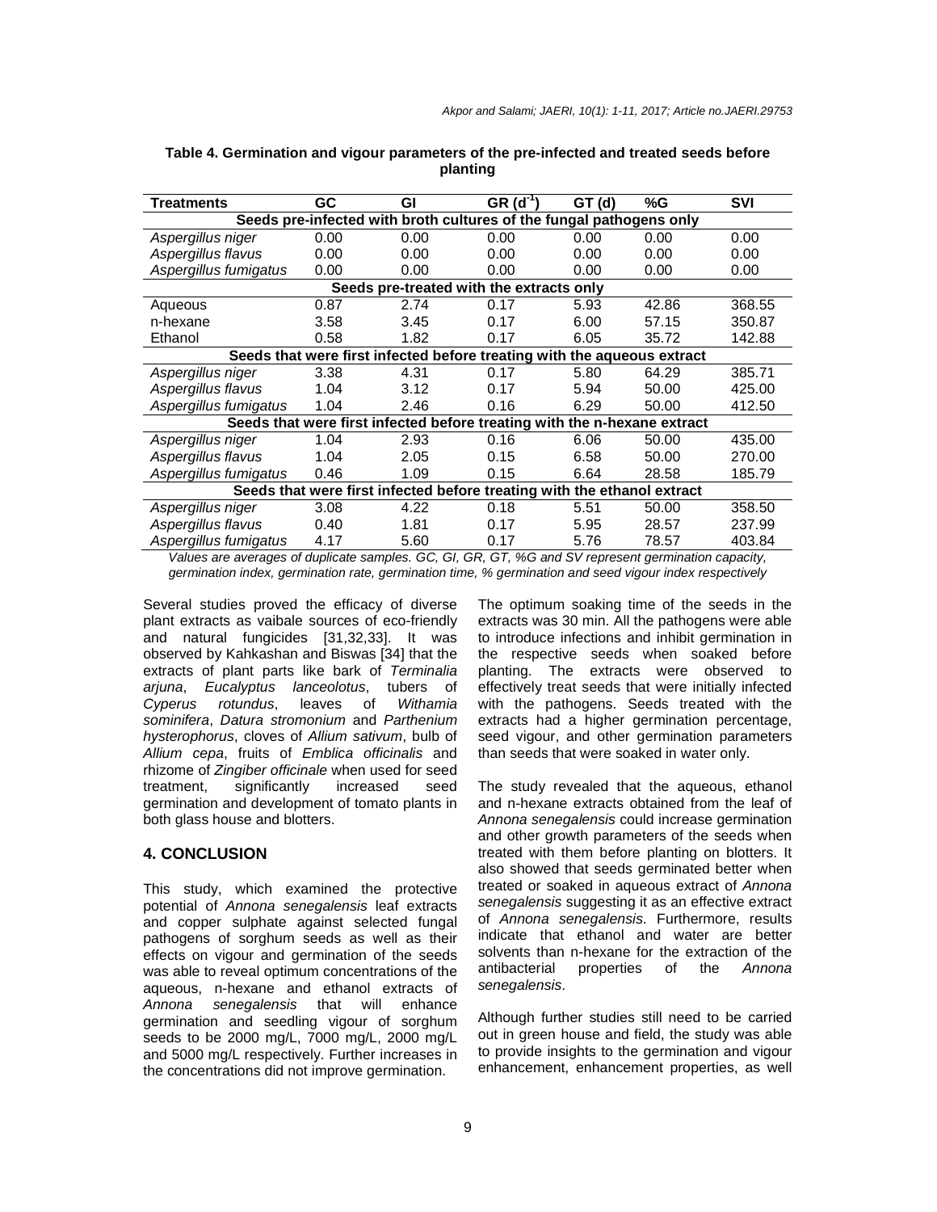**Table 4. Germination and vigour parameters of the pre-infected and treated seeds before planting**

| Treatments | GC | GI | GR ($d^{-1}$) | GT (d) | %G | SVI |
|---|---|---|---|---|---|---|
| **Seeds pre-infected with broth cultures of the fungal pathogens only** | | | | | | |
| *Aspergillus niger* | 0.00 | 0.00 | 0.00 | 0.00 | 0.00 | 0.00 |
| *Aspergillus flavus* | 0.00 | 0.00 | 0.00 | 0.00 | 0.00 | 0.00 |
| *Aspergillus fumigatus* | 0.00 | 0.00 | 0.00 | 0.00 | 0.00 | 0.00 |
| **Seeds pre-treated with the extracts only** | | | | | | |
| Aqueous | 0.87 | 2.74 | 0.17 | 5.93 | 42.86 | 368.55 |
| n-hexane | 3.58 | 3.45 | 0.17 | 6.00 | 57.15 | 350.87 |
| Ethanol | 0.58 | 1.82 | 0.17 | 6.05 | 35.72 | 142.88 |
| **Seeds that were first infected before treating with the aqueous extract** | | | | | | |
| *Aspergillus niger* | 3.38 | 4.31 | 0.17 | 5.80 | 64.29 | 385.71 |
| *Aspergillus flavus* | 1.04 | 3.12 | 0.17 | 5.94 | 50.00 | 425.00 |
| *Aspergillus fumigatus* | 1.04 | 2.46 | 0.16 | 6.29 | 50.00 | 412.50 |
| **Seeds that were first infected before treating with the n-hexane extract** | | | | | | |
| *Aspergillus niger* | 1.04 | 2.93 | 0.16 | 6.06 | 50.00 | 435.00 |
| *Aspergillus flavus* | 1.04 | 2.05 | 0.15 | 6.58 | 50.00 | 270.00 |
| *Aspergillus fumigatus* | 0.46 | 1.09 | 0.15 | 6.64 | 28.58 | 185.79 |
| **Seeds that were first infected before treating with the ethanol extract** | | | | | | |
| *Aspergillus niger* | 3.08 | 4.22 | 0.18 | 5.51 | 50.00 | 358.50 |
| *Aspergillus flavus* | 0.40 | 1.81 | 0.17 | 5.95 | 28.57 | 237.99 |
| *Aspergillus fumigatus* | 4.17 | 5.60 | 0.17 | 5.76 | 78.57 | 403.84 |

*Values are averages of duplicate samples. GC, GI, GR, GT, %G and SV represent germination capacity, germination index, germination rate, germination time, % germination and seed vigour index respectively*

Several studies proved the efficacy of diverse plant extracts as vaibale sources of eco-friendly and natural fungicides [31,32,33]. It was observed by Kahkashan and Biswas [34] that the extracts of plant parts like bark of *Terminalia arjuna*, *Eucalyptus lanceolotus*, tubers of *Cyperus rotundus*, leaves of *Withamia sominifera*, *Datura stromonium* and *Parthenium hysterophorus*, cloves of *Allium sativum*, bulb of *Allium cepa*, fruits of *Emblica officinalis* and rhizome of *Zingiber officinale* when used for seed treatment, significantly increased seed germination and development of tomato plants in both glass house and blotters.

## 4. CONCLUSION

This study, which examined the protective potential of *Annona senegalensis* leaf extracts and copper sulphate against selected fungal pathogens of sorghum seeds as well as their effects on vigour and germination of the seeds was able to reveal optimum concentrations of the aqueous, n-hexane and ethanol extracts of *Annona senegalensis* that will enhance germination and seedling vigour of sorghum seeds to be 2000 mg/L, 7000 mg/L, 2000 mg/L and 5000 mg/L respectively. Further increases in the concentrations did not improve germination.

The optimum soaking time of the seeds in the extracts was 30 min. All the pathogens were able to introduce infections and inhibit germination in the respective seeds when soaked before planting. The extracts were observed to effectively treat seeds that were initially infected with the pathogens. Seeds treated with the extracts had a higher germination percentage, seed vigour, and other germination parameters than seeds that were soaked in water only.

The study revealed that the aqueous, ethanol and n-hexane extracts obtained from the leaf of *Annona senegalensis* could increase germination and other growth parameters of the seeds when treated with them before planting on blotters. It also showed that seeds germinated better when treated or soaked in aqueous extract of *Annona senegalensis* suggesting it as an effective extract of *Annona senegalensis*. Furthermore, results indicate that ethanol and water are better solvents than n-hexane for the extraction of the antibacterial properties of the *Annona senegalensis*.

Although further studies still need to be carried out in green house and field, the study was able to provide insights to the germination and vigour enhancement, enhancement properties, as well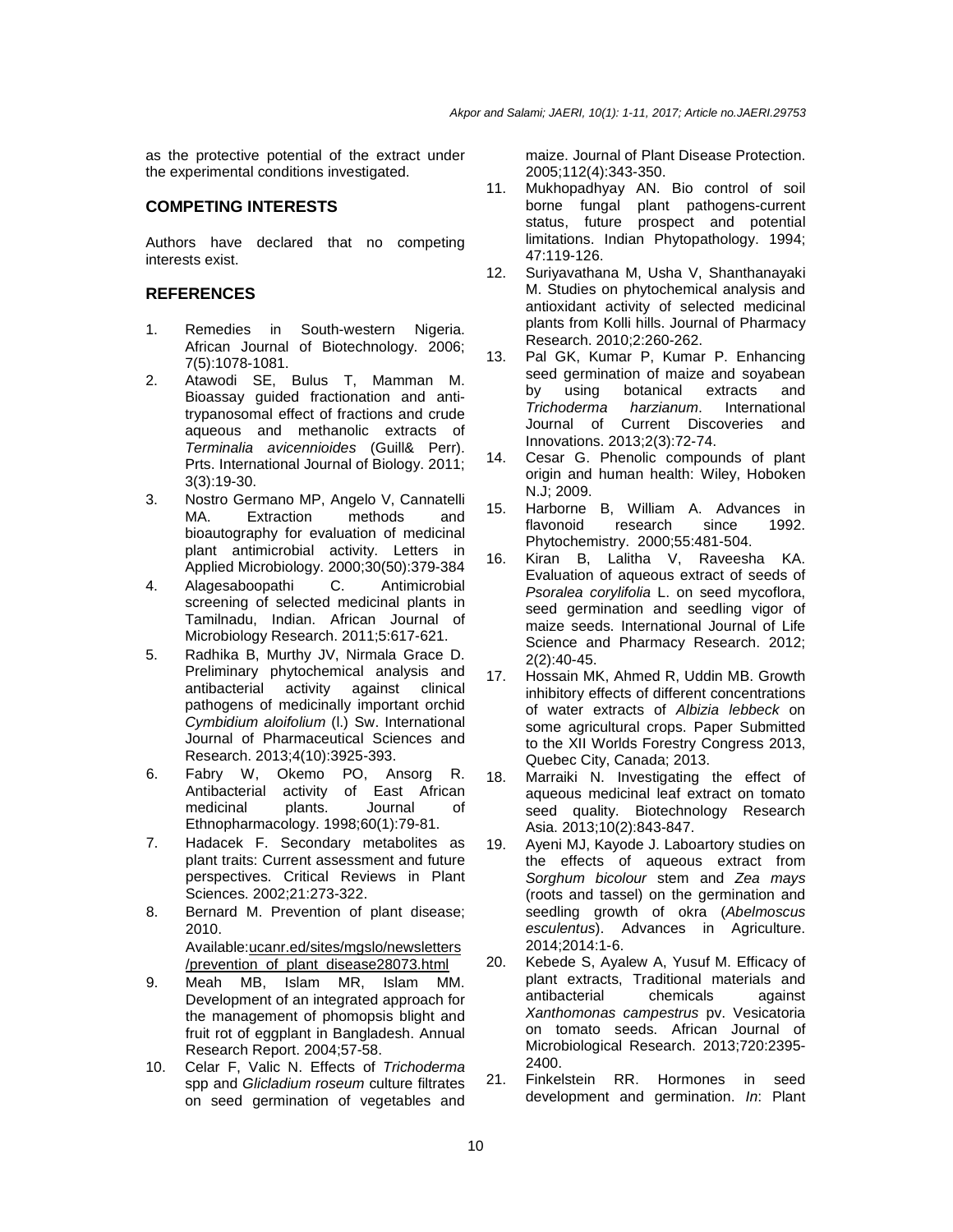as the protective potential of the extract under the experimental conditions investigated.

## COMPETING INTERESTS

Authors have declared that no competing interests exist.

## REFERENCES

1. Remedies in South-western Nigeria. African Journal of Biotechnology. 2006; 7(5):1078-1081.
2. Atawodi SE, Bulus T, Mamman M. Bioassay guided fractionation and anti-trypanosomal effect of fractions and crude aqueous and methanolic extracts of *Terminalia avicennioides* (Guill& Perr). Prts. International Journal of Biology. 2011; 3(3):19-30.
3. Nostro Germano MP, Angelo V, Cannatelli MA. Extraction methods and bioautography for evaluation of medicinal plant antimicrobial activity. Letters in Applied Microbiology. 2000;30(50):379-384
4. Alagesaboopathi C. Antimicrobial screening of selected medicinal plants in Tamilnadu, Indian. African Journal of Microbiology Research. 2011;5:617-621.
5. Radhika B, Murthy JV, Nirmala Grace D. Preliminary phytochemical analysis and antibacterial activity against clinical pathogens of medicinally important orchid *Cymbidium aloifolium* (l.) Sw. International Journal of Pharmaceutical Sciences and Research. 2013;4(10):3925-393.
6. Fabry W, Okemo PO, Ansorg R. Antibacterial activity of East African medicinal plants. Journal of Ethnopharmacology. 1998;60(1):79-81.
7. Hadacek F. Secondary metabolites as plant traits: Current assessment and future perspectives. Critical Reviews in Plant Sciences. 2002;21:273-322.
8. Bernard M. Prevention of plant disease; 2010. Available:ucanr.ed/sites/mgslo/newsletters/prevention_of_plant_disease28073.html
9. Meah MB, Islam MR, Islam MM. Development of an integrated approach for the management of phomopsis blight and fruit rot of eggplant in Bangladesh. Annual Research Report. 2004;57-58.
10. Celar F, Valic N. Effects of *Trichoderma* spp and *Glicladium roseum* culture filtrates on seed germination of vegetables and maize. Journal of Plant Disease Protection. 2005;112(4):343-350.
11. Mukhopadhyay AN. Bio control of soil borne fungal plant pathogens-current status, future prospect and potential limitations. Indian Phytopathology. 1994; 47:119-126.
12. Suriyavathana M, Usha V, Shanthanayaki M. Studies on phytochemical analysis and antioxidant activity of selected medicinal plants from Kolli hills. Journal of Pharmacy Research. 2010;2:260-262.
13. Pal GK, Kumar P, Kumar P. Enhancing seed germination of maize and soyabean by using botanical extracts and *Trichoderma harzianum*. International Journal of Current Discoveries and Innovations. 2013;2(3):72-74.
14. Cesar G. Phenolic compounds of plant origin and human health: Wiley, Hoboken N.J; 2009.
15. Harborne B, William A. Advances in flavonoid research since 1992. Phytochemistry. 2000;55:481-504.
16. Kiran B, Lalitha V, Raveesha KA. Evaluation of aqueous extract of seeds of *Psoralea corylifolia* L. on seed mycoflora, seed germination and seedling vigor of maize seeds. International Journal of Life Science and Pharmacy Research. 2012; 2(2):40-45.
17. Hossain MK, Ahmed R, Uddin MB. Growth inhibitory effects of different concentrations of water extracts of *Albizia lebbeck* on some agricultural crops. Paper Submitted to the XII Worlds Forestry Congress 2013, Quebec City, Canada; 2013.
18. Marraiki N. Investigating the effect of aqueous medicinal leaf extract on tomato seed quality. Biotechnology Research Asia. 2013;10(2):843-847.
19. Ayeni MJ, Kayode J. Laboartory studies on the effects of aqueous extract from *Sorghum bicolour* stem and *Zea mays* (roots and tassel) on the germination and seedling growth of okra (*Abelmoscus esculentus*). Advances in Agriculture. 2014;2014:1-6.
20. Kebede S, Ayalew A, Yusuf M. Efficacy of plant extracts, Traditional materials and antibacterial chemicals against *Xanthomonas campestrus* pv. Vesicatoria on tomato seeds. African Journal of Microbiological Research. 2013;720:2395-2400.
21. Finkelstein RR. Hormones in seed development and germination. *In*: Plant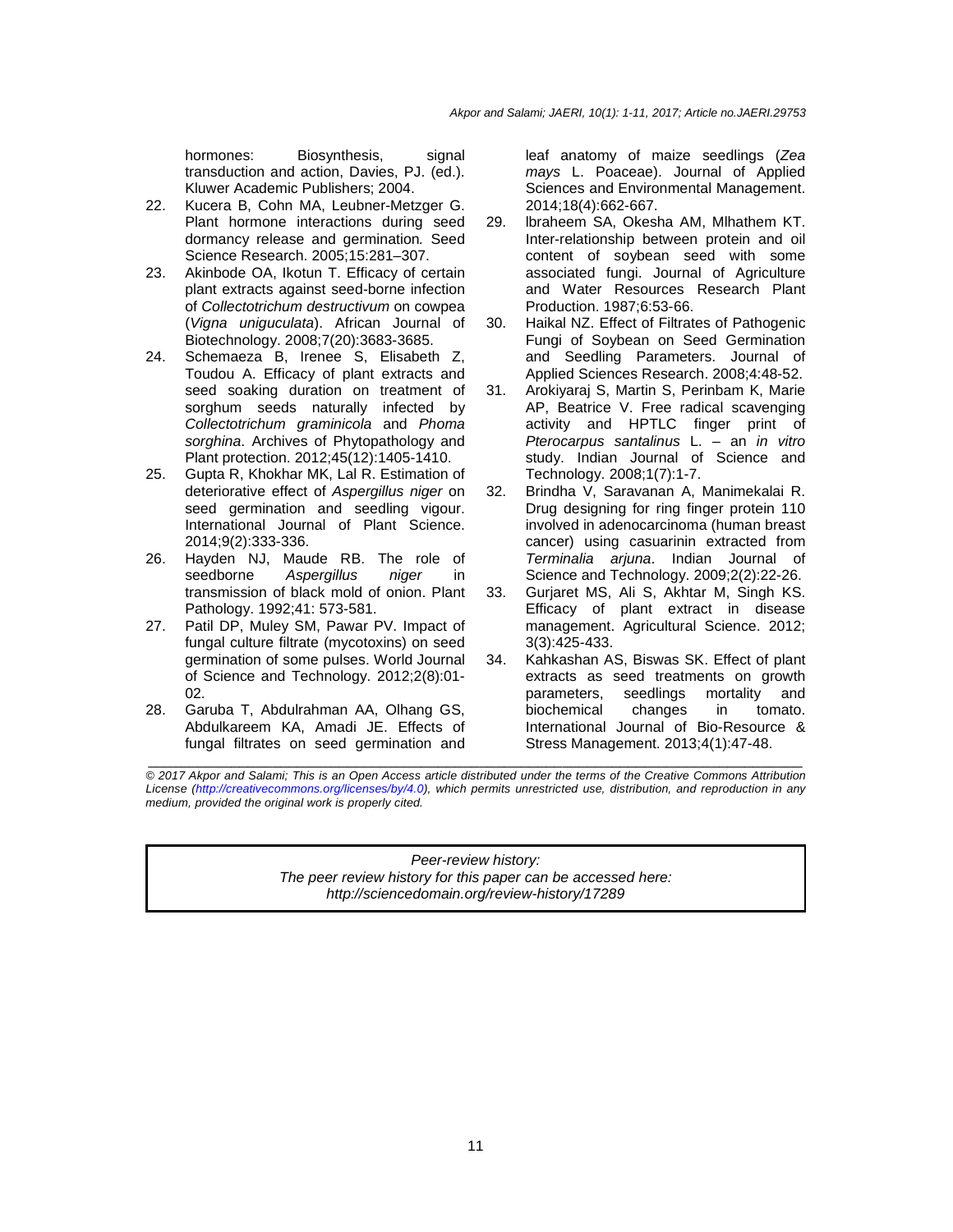hormones: Biosynthesis, signal transduction and action, Davies, PJ. (ed.). Kluwer Academic Publishers; 2004.

22. Kucera B, Cohn MA, Leubner-Metzger G. Plant hormone interactions during seed dormancy release and germination. Seed Science Research. 2005;15:281–307.
23. Akinbode OA, Ikotun T. Efficacy of certain plant extracts against seed-borne infection of *Collectotrichum destructivum* on cowpea (*Vigna uniguculata*). African Journal of Biotechnology. 2008;7(20):3683-3685.
24. Schemaeza B, Irenee S, Elisabeth Z, Toudou A. Efficacy of plant extracts and seed soaking duration on treatment of sorghum seeds naturally infected by *Collectotrichum graminicola* and *Phoma sorghina*. Archives of Phytopathology and Plant protection. 2012;45(12):1405-1410.
25. Gupta R, Khokhar MK, Lal R. Estimation of deteriorative effect of *Aspergillus niger* on seed germination and seedling vigour. International Journal of Plant Science. 2014;9(2):333-336.
26. Hayden NJ, Maude RB. The role of seedborne *Aspergillus niger* in transmission of black mold of onion. Plant Pathology. 1992;41: 573-581.
27. Patil DP, Muley SM, Pawar PV. Impact of fungal culture filtrate (mycotoxins) on seed germination of some pulses. World Journal of Science and Technology. 2012;2(8):01-02.
28. Garuba T, Abdulrahman AA, Olhang GS, Abdulkareem KA, Amadi JE. Effects of fungal filtrates on seed germination and leaf anatomy of maize seedlings (*Zea mays* L. Poaceae). Journal of Applied Sciences and Environmental Management. 2014;18(4):662-667.
29. lbraheem SA, Okesha AM, Mlhathem KT. Inter-relationship between protein and oil content of soybean seed with some associated fungi. Journal of Agriculture and Water Resources Research Plant Production. 1987;6:53-66.
30. Haikal NZ. Effect of Filtrates of Pathogenic Fungi of Soybean on Seed Germination and Seedling Parameters. Journal of Applied Sciences Research. 2008;4:48-52.
31. Arokiyaraj S, Martin S, Perinbam K, Marie AP, Beatrice V. Free radical scavenging activity and HPTLC finger print of *Pterocarpus santalinus* L. – an *in vitro* study. Indian Journal of Science and Technology. 2008;1(7):1-7.
32. Brindha V, Saravanan A, Manimekalai R. Drug designing for ring finger protein 110 involved in adenocarcinoma (human breast cancer) using casuarinin extracted from *Terminalia arjuna*. Indian Journal of Science and Technology. 2009;2(2):22-26.
33. Gurjaret MS, Ali S, Akhtar M, Singh KS. Efficacy of plant extract in disease management. Agricultural Science. 2012; 3(3):425-433.
34. Kahkashan AS, Biswas SK. Effect of plant extracts as seed treatments on growth parameters, seedlings mortality and biochemical changes in tomato. International Journal of Bio-Resource & Stress Management. 2013;4(1):47-48.

---

*© 2017 Akpor and Salami; This is an Open Access article distributed under the terms of the Creative Commons Attribution License (http://creativecommons.org/licenses/by/4.0), which permits unrestricted use, distribution, and reproduction in any medium, provided the original work is properly cited.*

*Peer-review history:*
*The peer review history for this paper can be accessed here:*
*http://sciencedomain.org/review-history/17289*